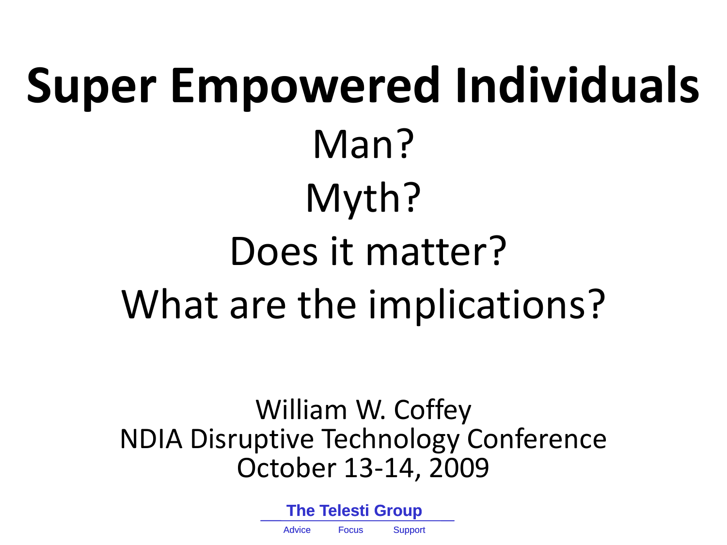# Super Empowered Individuals

Man?

Myth?

Does it matter?

What are the implications?

William W. Coffey
NDIA Disruptive Technology Conference
October 13-14, 2009

**The Telesti Group**

Advice Focus Support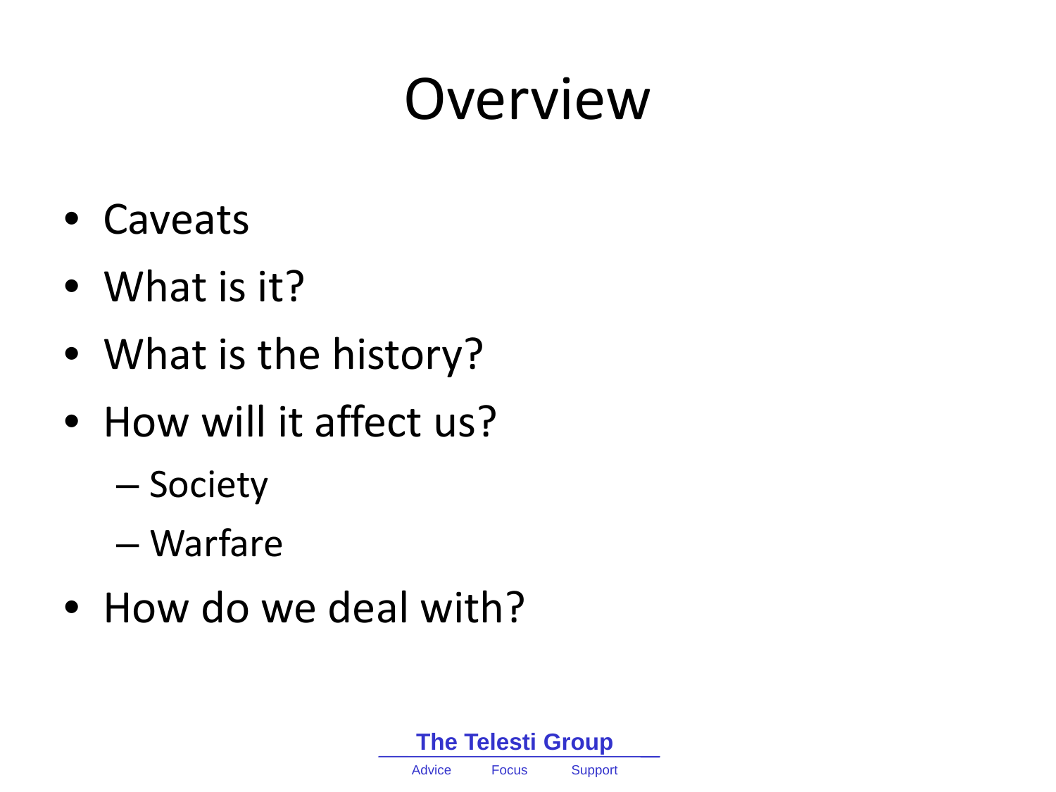# Overview

- Caveats
- What is it?
- What is the history?
- How will it affect us?
  - Society
  - Warfare
- How do we deal with?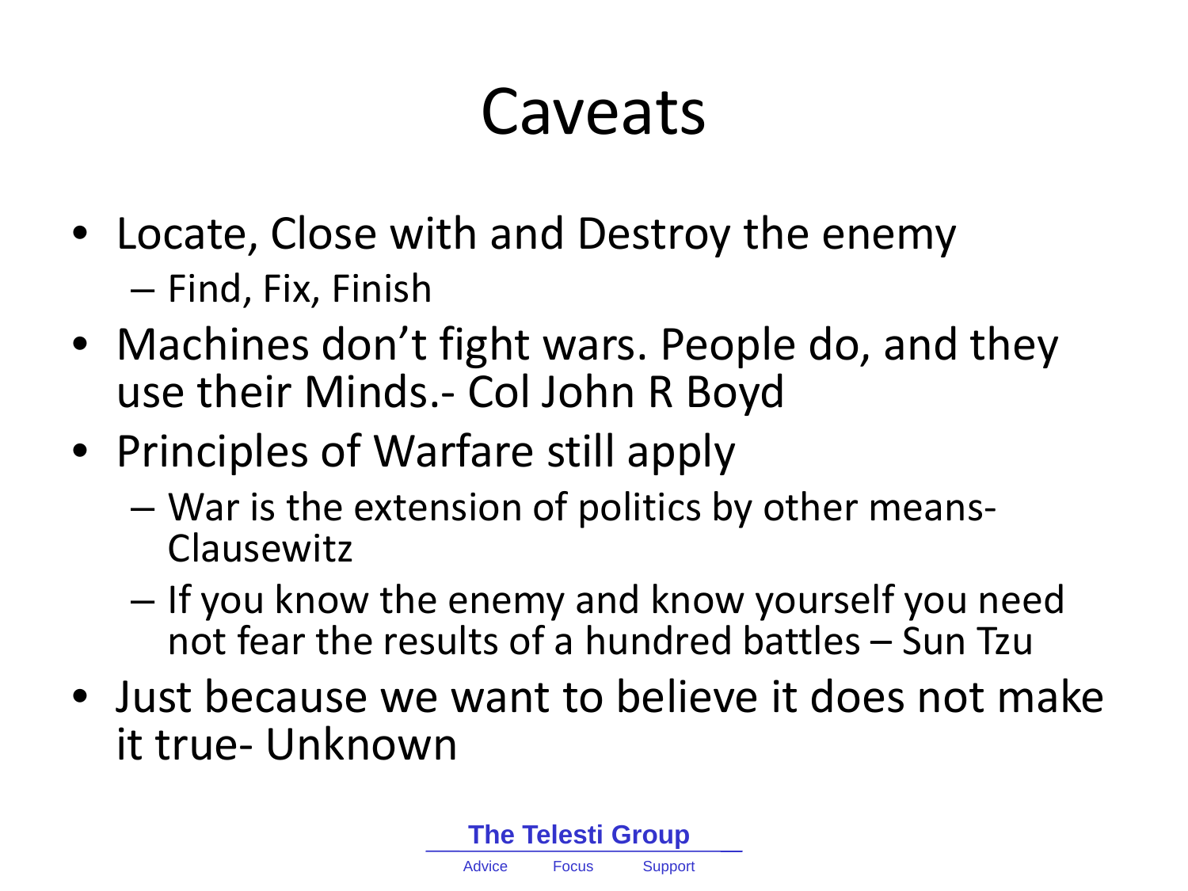# Caveats

- Locate, Close with and Destroy the enemy
  - Find, Fix, Finish
- Machines don't fight wars. People do, and they use their Minds.- Col John R Boyd
- Principles of Warfare still apply
  - War is the extension of politics by other means- Clausewitz
  - If you know the enemy and know yourself you need not fear the results of a hundred battles – Sun Tzu
- Just because we want to believe it does not make it true- Unknown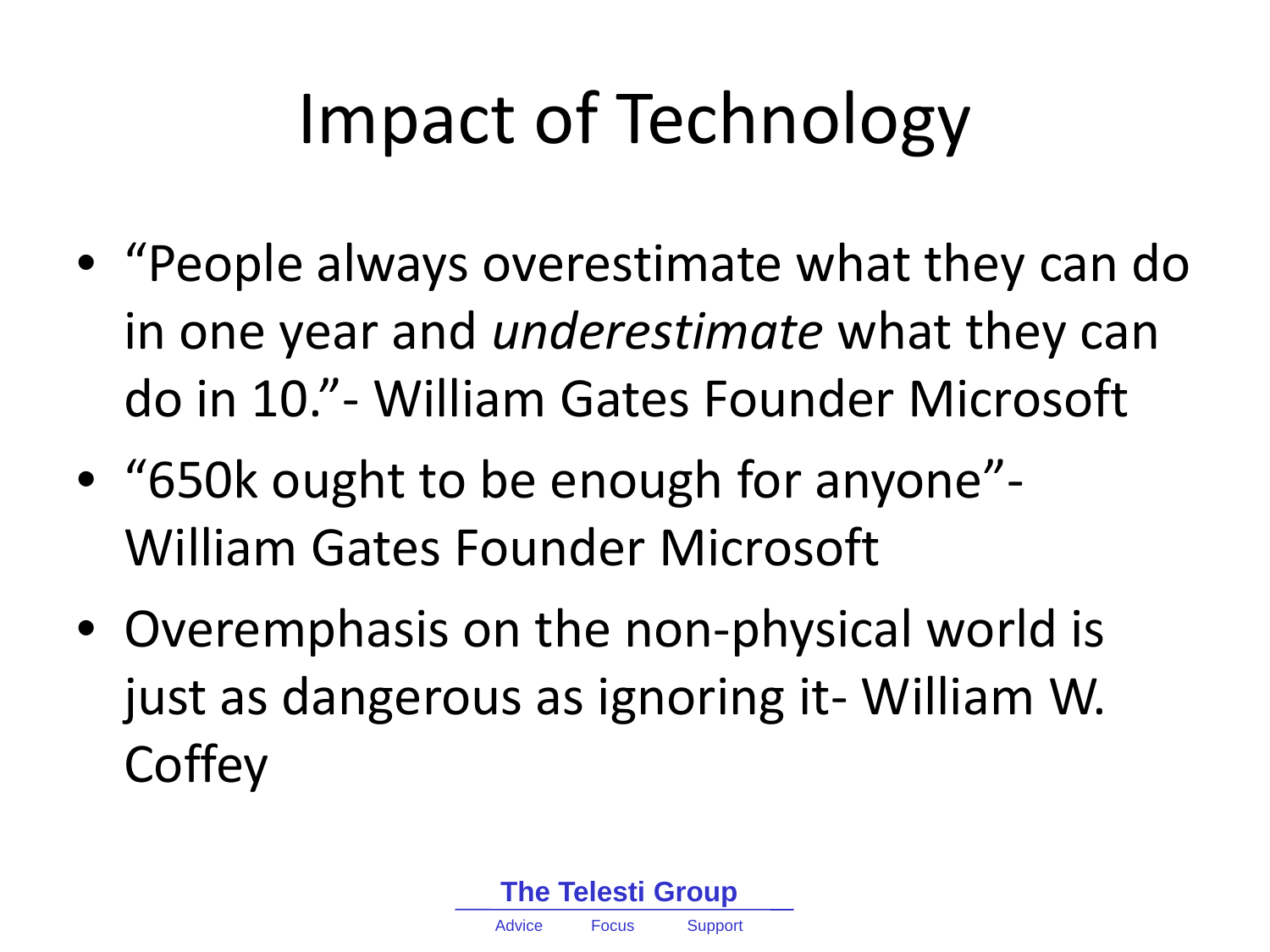# Impact of Technology

- "People always overestimate what they can do in one year and *underestimate* what they can do in 10."- William Gates Founder Microsoft
- "650k ought to be enough for anyone"- William Gates Founder Microsoft
- Overemphasis on the non-physical world is just as dangerous as ignoring it- William W. Coffey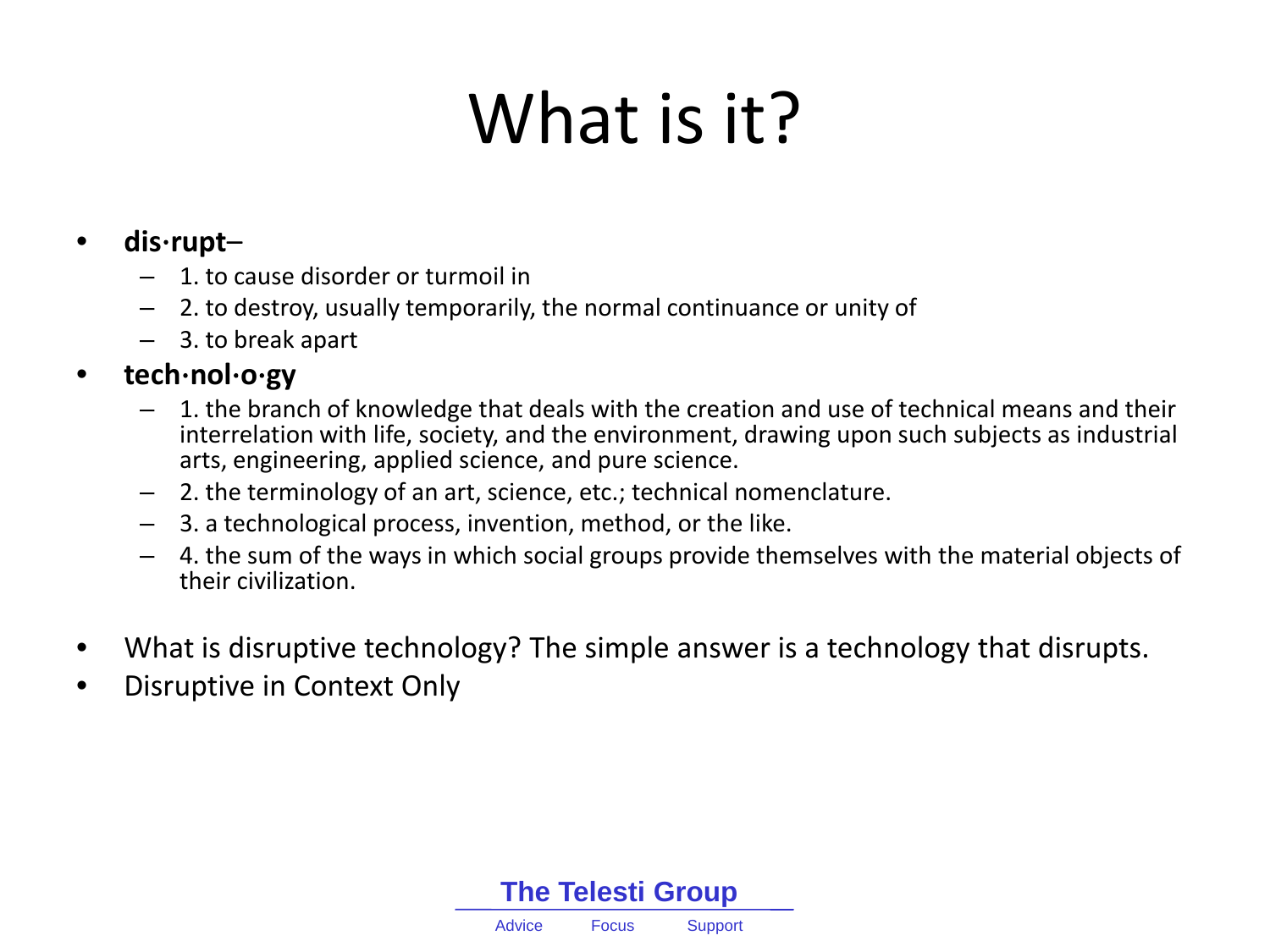# What is it?

- **dis·rupt**–
  - 1. to cause disorder or turmoil in
  - 2. to destroy, usually temporarily, the normal continuance or unity of
  - 3. to break apart
- **tech·nol·o·gy**
  - 1. the branch of knowledge that deals with the creation and use of technical means and their interrelation with life, society, and the environment, drawing upon such subjects as industrial arts, engineering, applied science, and pure science.
  - 2. the terminology of an art, science, etc.; technical nomenclature.
  - 3. a technological process, invention, method, or the like.
  - 4. the sum of the ways in which social groups provide themselves with the material objects of their civilization.
- What is disruptive technology? The simple answer is a technology that disrupts.
- Disruptive in Context Only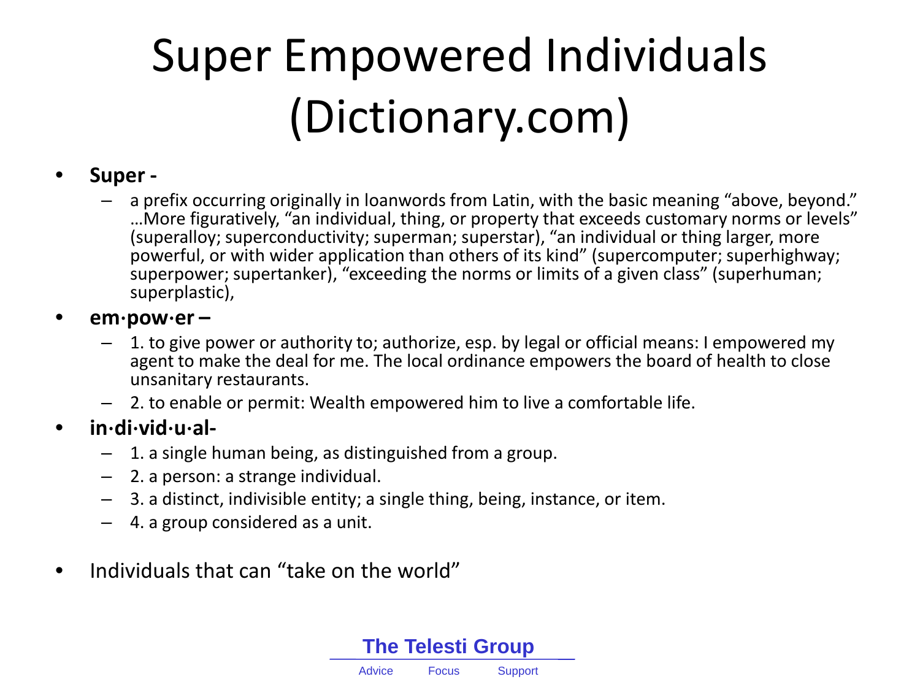# Super Empowered Individuals (Dictionary.com)

- **Super -**
  - a prefix occurring originally in loanwords from Latin, with the basic meaning "above, beyond." …More figuratively, "an individual, thing, or property that exceeds customary norms or levels" (superalloy; superconductivity; superman; superstar), "an individual or thing larger, more powerful, or with wider application than others of its kind" (supercomputer; superhighway; superpower; supertanker), "exceeding the norms or limits of a given class" (superhuman; superplastic),
- **em·pow·er –**
  - 1. to give power or authority to; authorize, esp. by legal or official means: I empowered my agent to make the deal for me. The local ordinance empowers the board of health to close unsanitary restaurants.
  - 2. to enable or permit: Wealth empowered him to live a comfortable life.
- **in·di·vid·u·al-**
  - 1. a single human being, as distinguished from a group.
  - 2. a person: a strange individual.
  - 3. a distinct, indivisible entity; a single thing, being, instance, or item.
  - 4. a group considered as a unit.
- Individuals that can "take on the world"

**The Telesti Group**

Advice Focus Support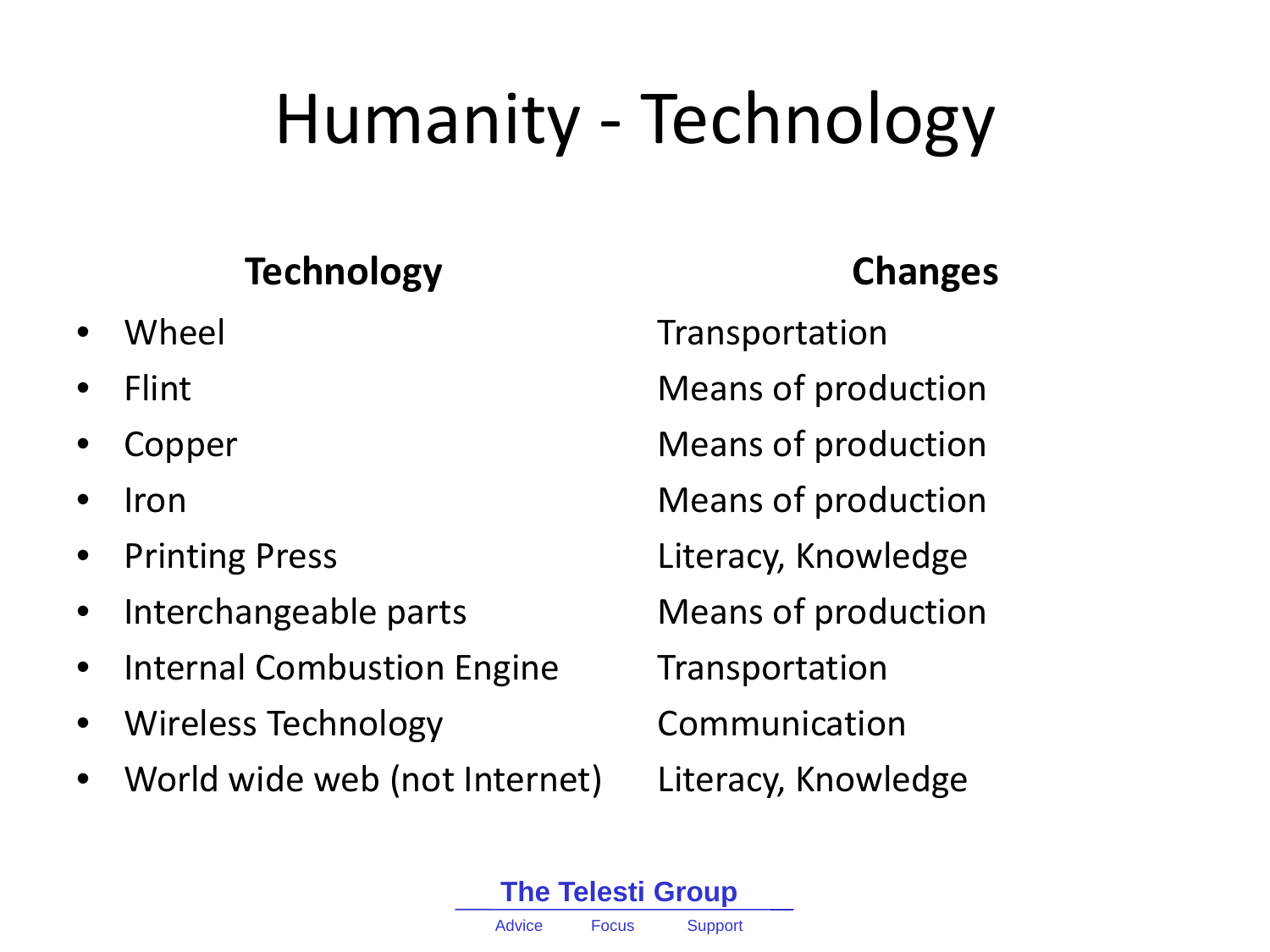# Humanity - Technology

| Technology | Changes |
| --- | --- |
| Wheel | Transportation |
| Flint | Means of production |
| Copper | Means of production |
| Iron | Means of production |
| Printing Press | Literacy, Knowledge |
| Interchangeable parts | Means of production |
| Internal Combustion Engine | Transportation |
| Wireless Technology | Communication |
| World wide web (not Internet) | Literacy, Knowledge |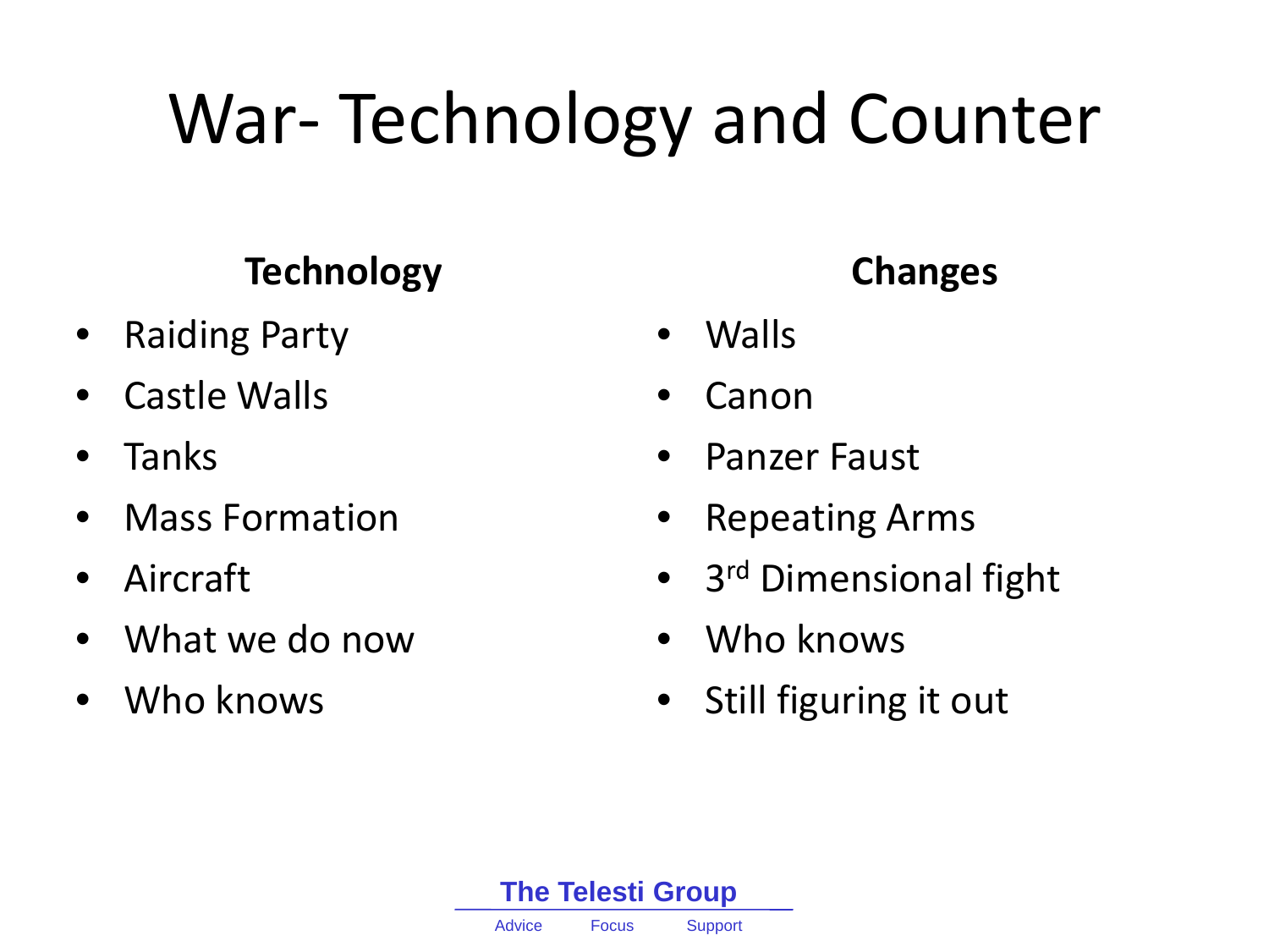# War- Technology and Counter

| Technology | Changes |
| --- | --- |
| Raiding Party | Walls |
| Castle Walls | Canon |
| Tanks | Panzer Faust |
| Mass Formation | Repeating Arms |
| Aircraft | 3rd Dimensional fight |
| What we do now | Who knows |
| Who knows | Still figuring it out |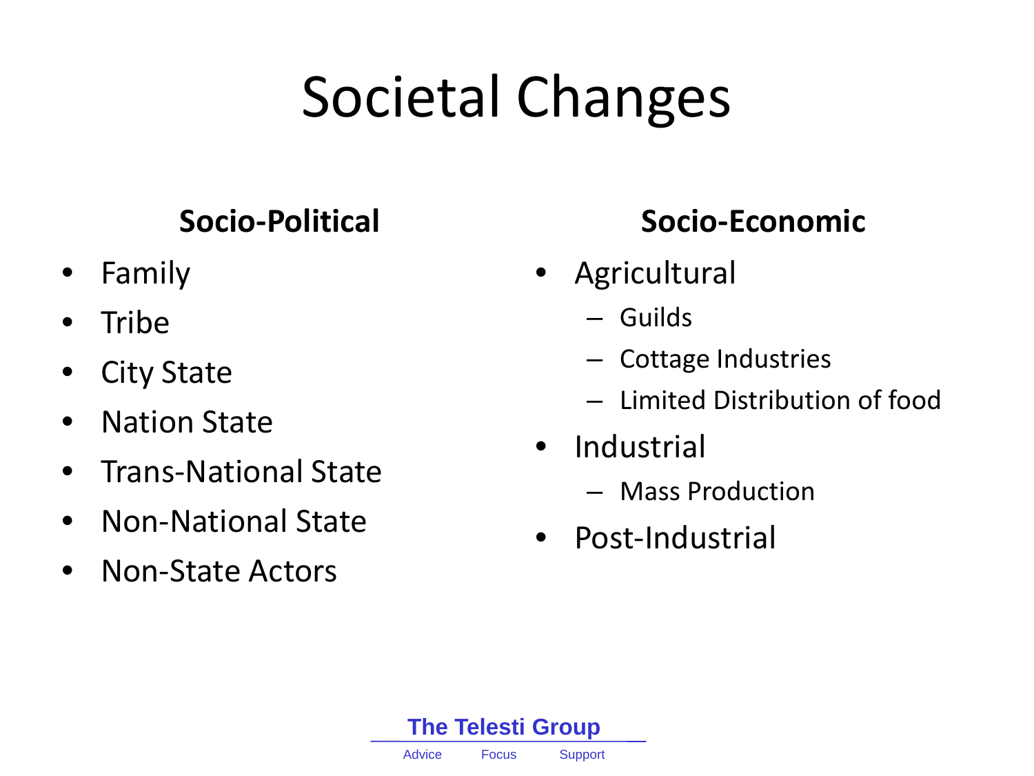# Societal Changes

## Socio-Political

- Family
- Tribe
- City State
- Nation State
- Trans-National State
- Non-National State
- Non-State Actors

## Socio-Economic

- Agricultural
  - Guilds
  - Cottage Industries
  - Limited Distribution of food
- Industrial
  - Mass Production
- Post-Industrial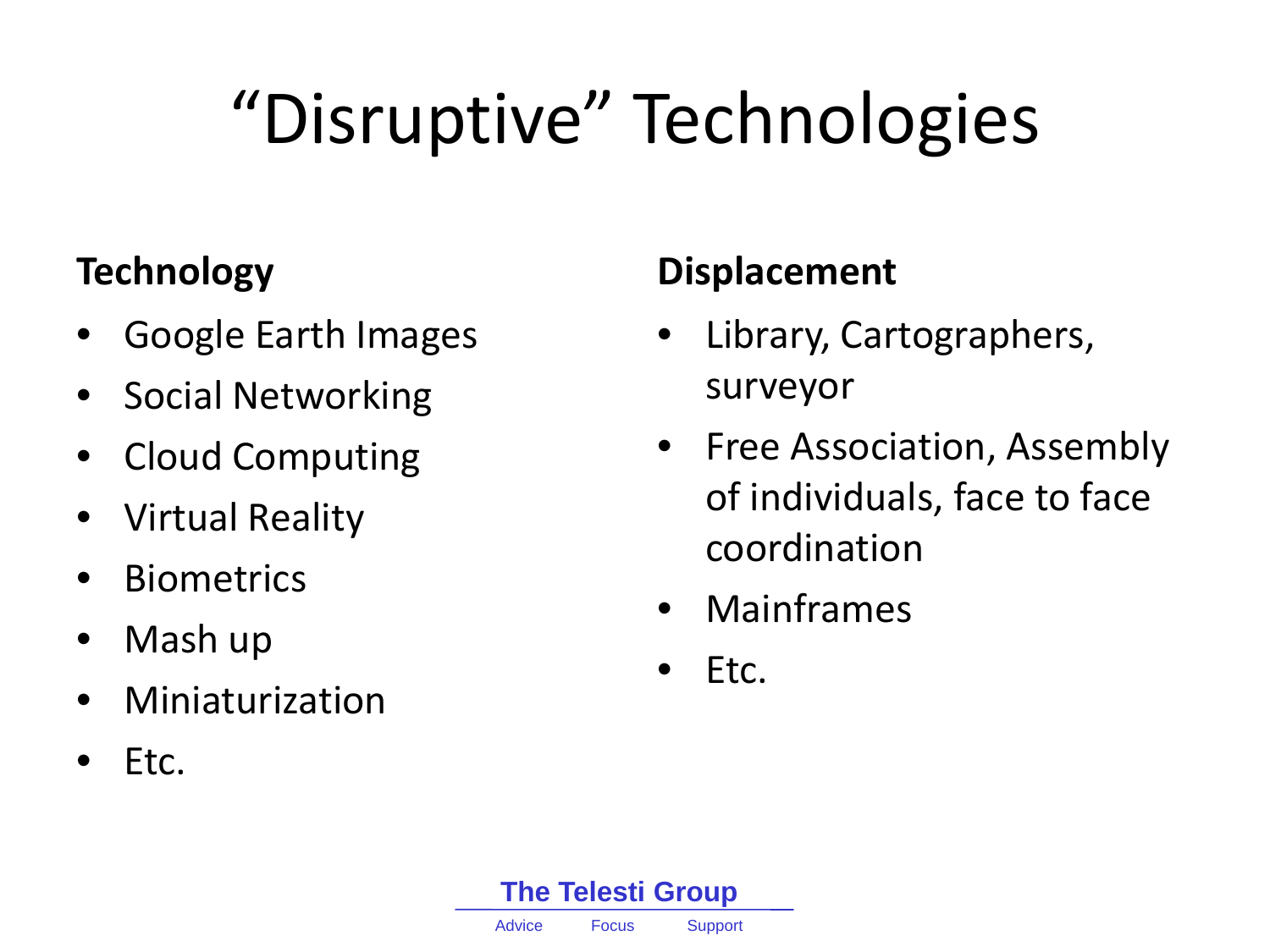# “Disruptive” Technologies

**Technology**

- Google Earth Images
- Social Networking
- Cloud Computing
- Virtual Reality
- Biometrics
- Mash up
- Miniaturization
- Etc.

**Displacement**

- Library, Cartographers, surveyor
- Free Association, Assembly of individuals, face to face coordination
- Mainframes
- Etc.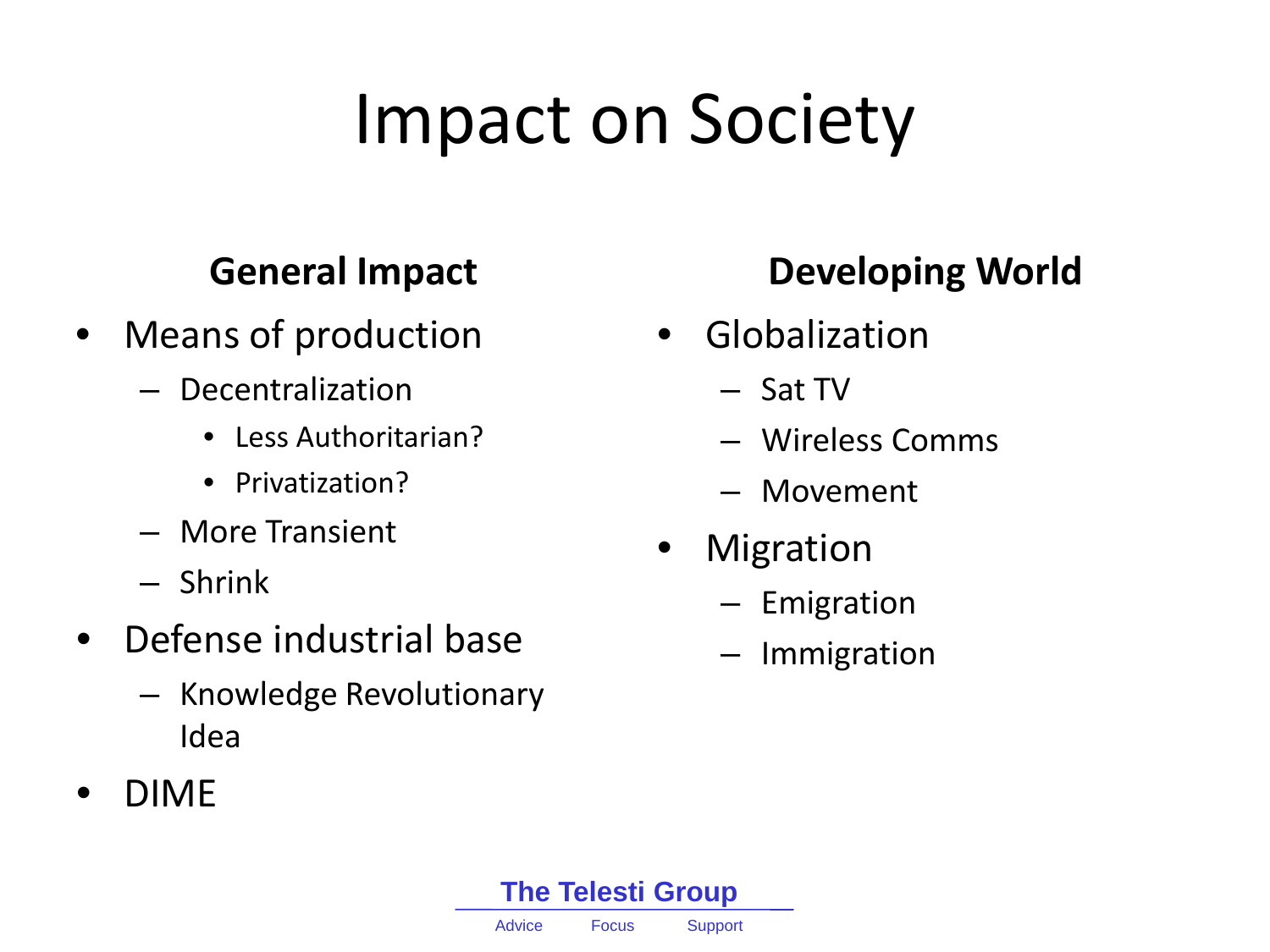# Impact on Society

## General Impact

- Means of production
  - Decentralization
    - Less Authoritarian?
    - Privatization?
  - More Transient
  - Shrink
- Defense industrial base
  - Knowledge Revolutionary Idea
- DIME

## Developing World

- Globalization
  - Sat TV
  - Wireless Comms
  - Movement
- Migration
  - Emigration
  - Immigration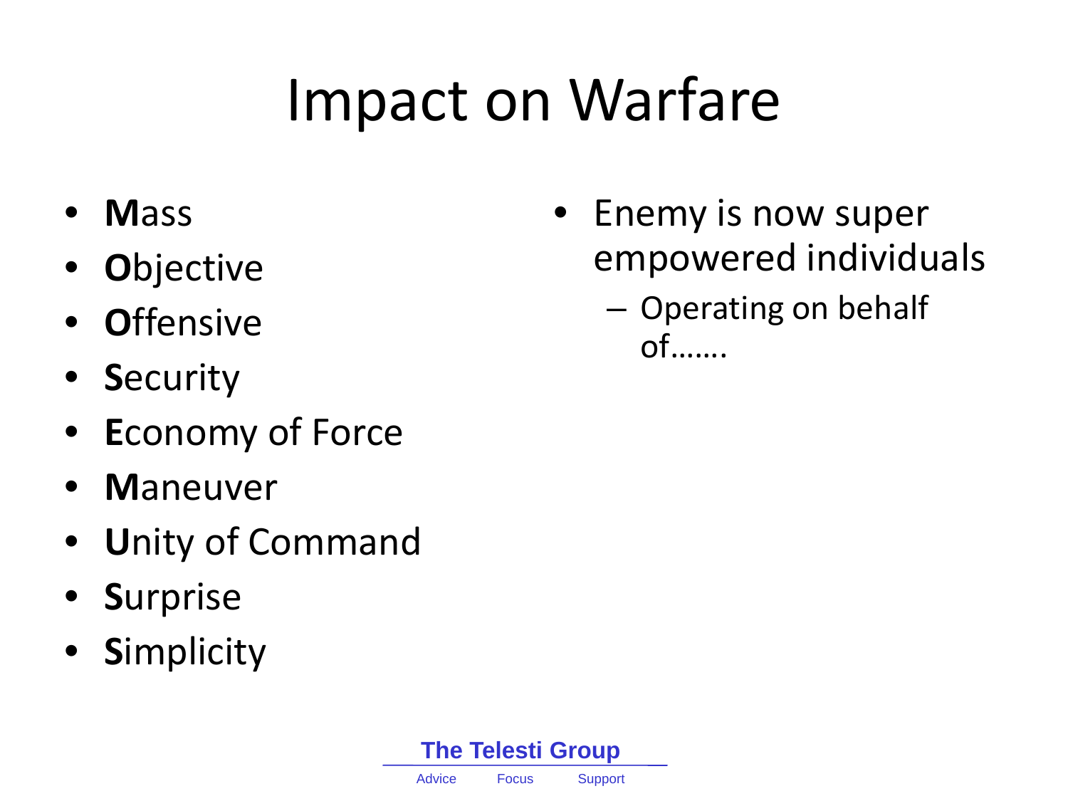# Impact on Warfare

- **M**ass
- **O**bjective
- **O**ffensive
- **S**ecurity
- **E**conomy of Force
- **M**aneuver
- **U**nity of Command
- **S**urprise
- **S**implicity

- Enemy is now super empowered individuals
  - Operating on behalf of…….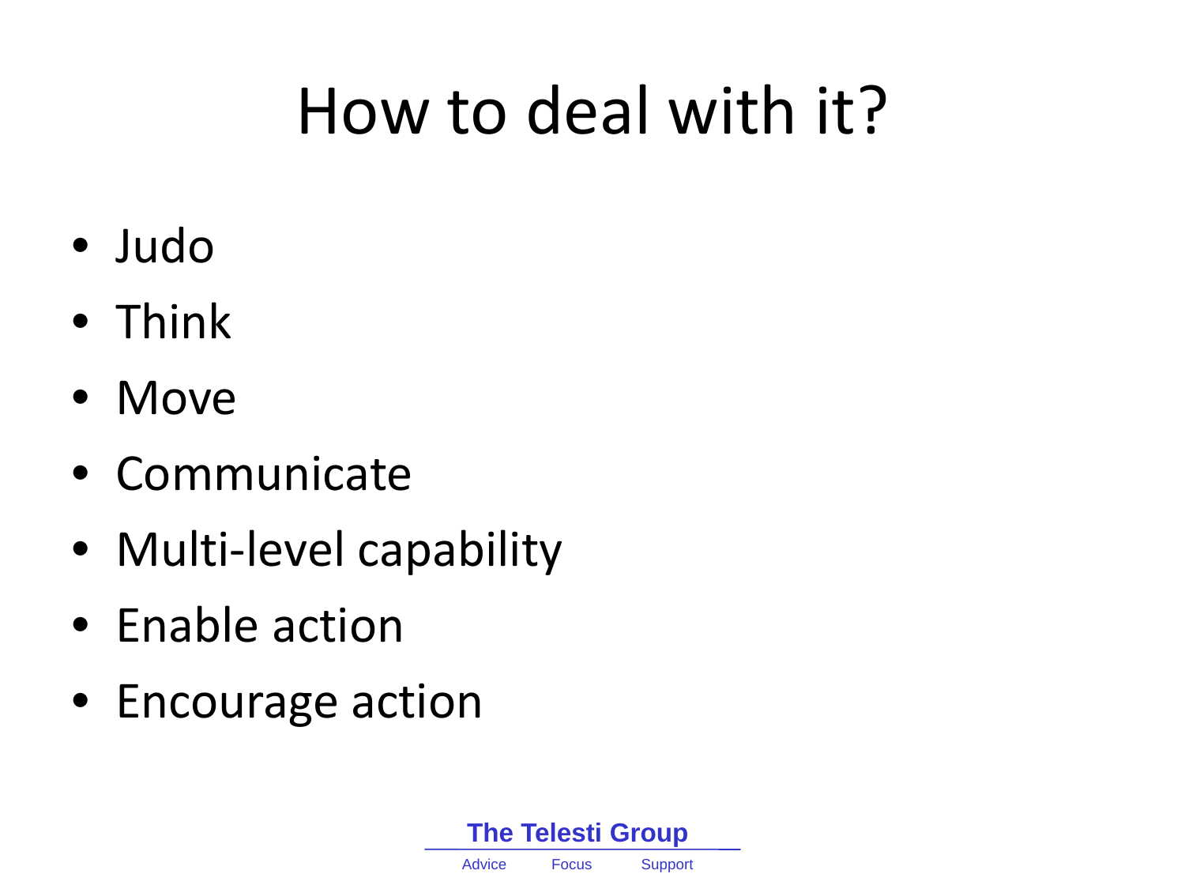# How to deal with it?

- Judo
- Think
- Move
- Communicate
- Multi-level capability
- Enable action
- Encourage action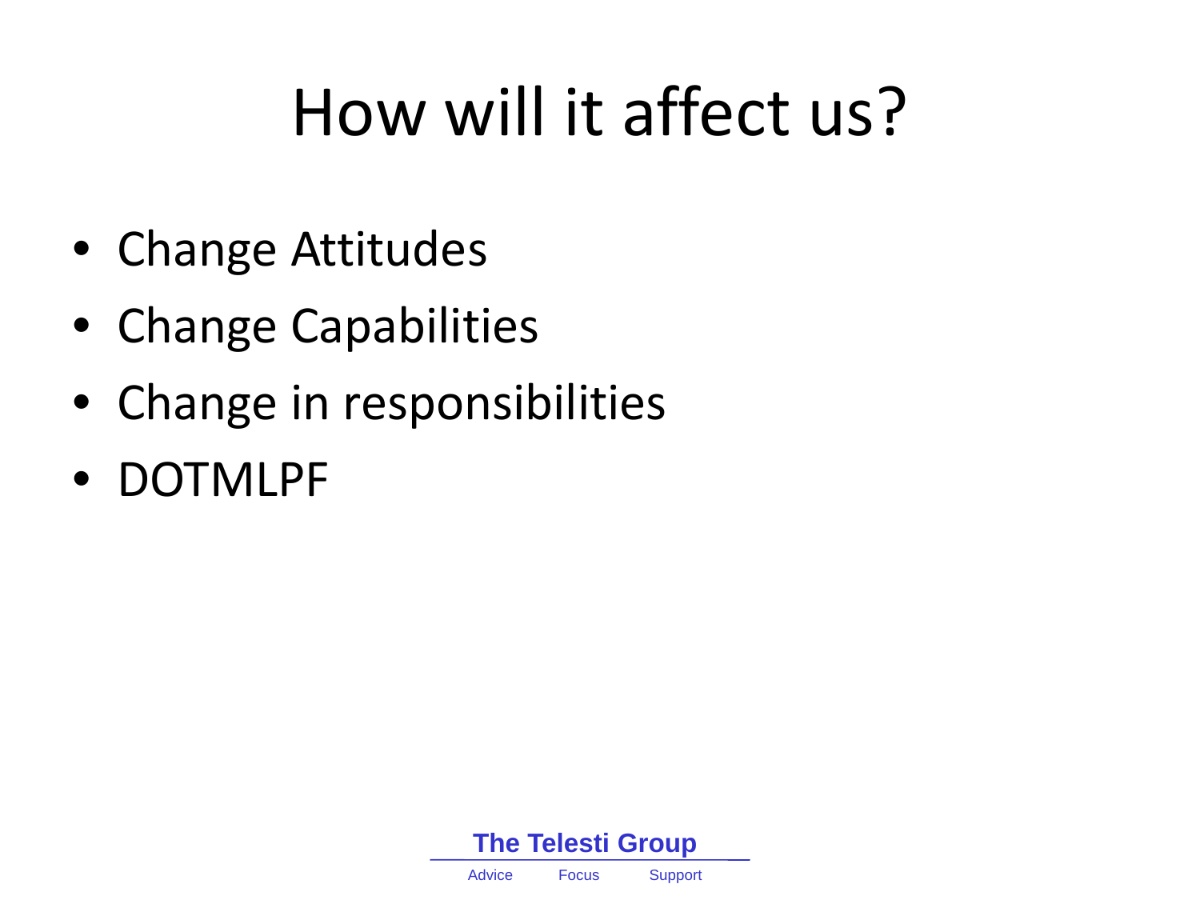# How will it affect us?

- Change Attitudes
- Change Capabilities
- Change in responsibilities
- DOTMLPF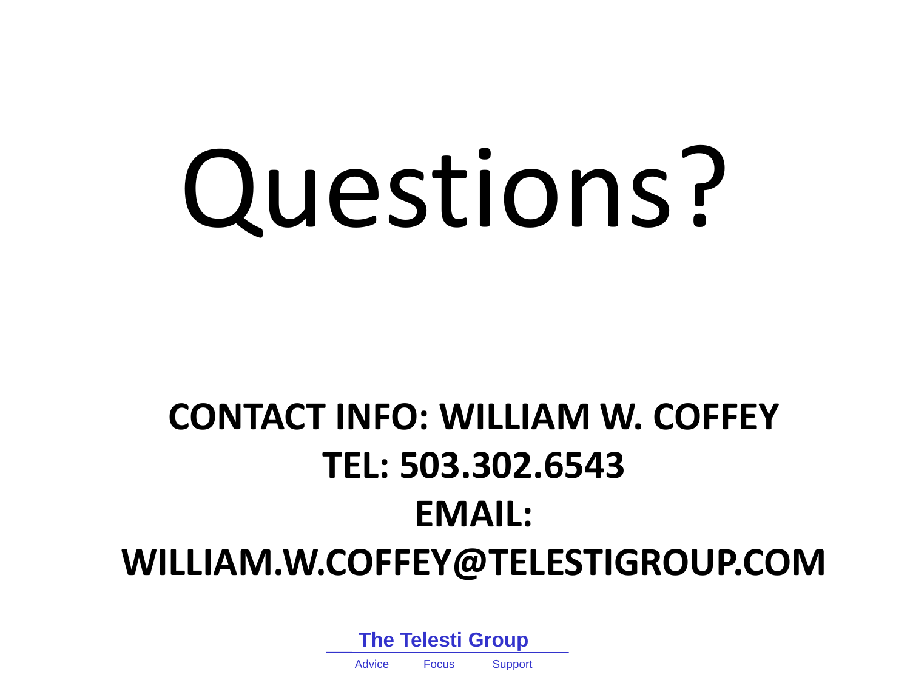# Questions?

**CONTACT INFO: WILLIAM W. COFFEY**

**TEL: 503.302.6543**

**EMAIL: WILLIAM.W.COFFEY@TELESTIGROUP.COM**

The Telesti Group

Advice Focus Support